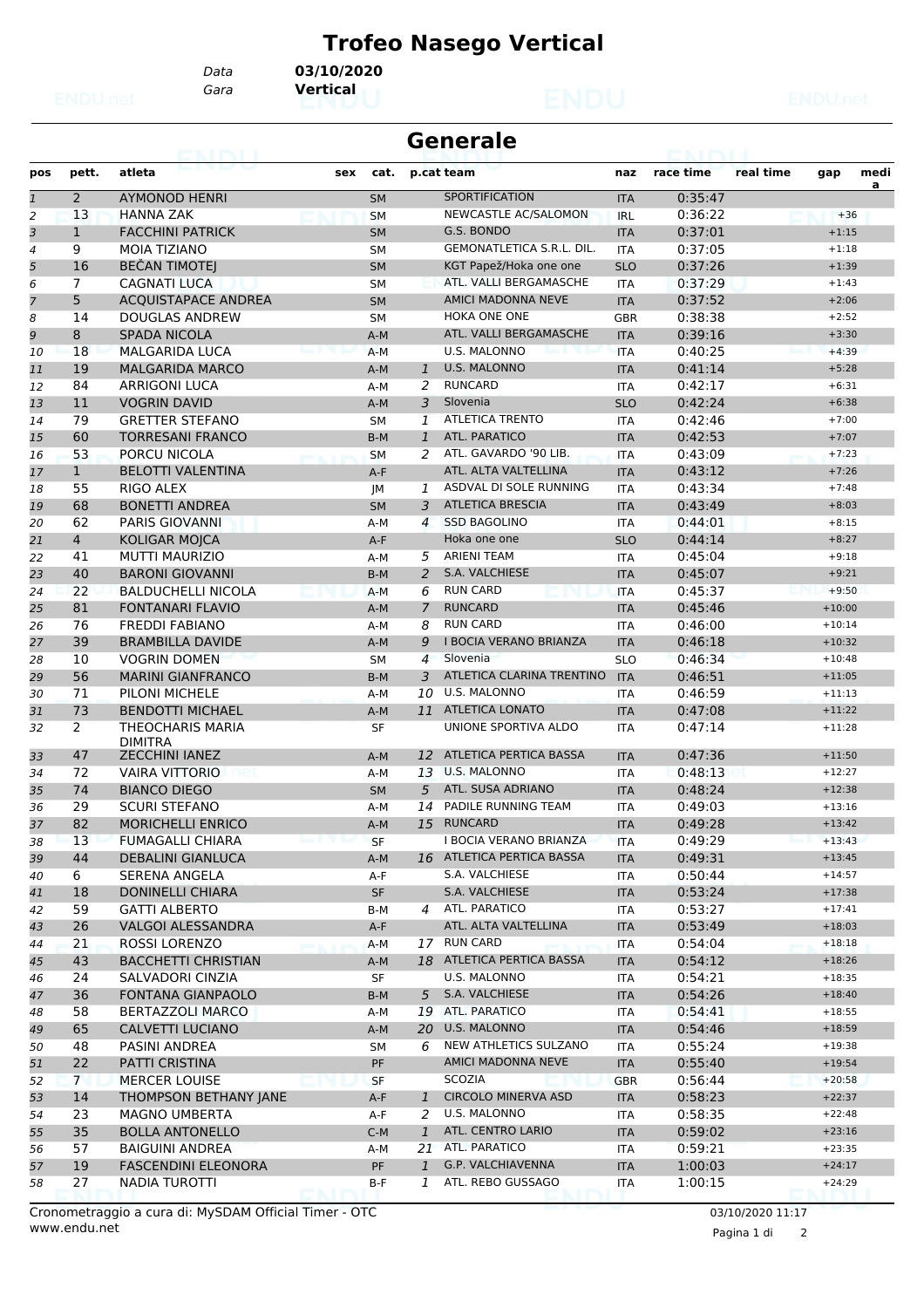# Trofeo Nasego Vertical

Data **03/10/2020**
Gara **Vertical**

## Generale

| pos | pett. | atleta | sex | cat. | p.cat | team | naz | race time | real time | gap | media |
|---|---|---|---|---|---|---|---|---|---|---|---|
| 1 | 2 | AYMONOD HENRI | | SM | | SPORTIFICATION | ITA | 0:35:47 | | | |
| 2 | 13 | HANNA ZAK | | SM | | NEWCASTLE AC/SALOMON | IRL | 0:36:22 | | +36 | |
| 3 | 1 | FACCHINI PATRICK | | SM | | G.S. BONDO | ITA | 0:37:01 | | +1:15 | |
| 4 | 9 | MOIA TIZIANO | | SM | | GEMONATLETICA S.R.L. DIL. | ITA | 0:37:05 | | +1:18 | |
| 5 | 16 | BEČAN TIMOTEJ | | SM | | KGT Papež/Hoka one one | SLO | 0:37:26 | | +1:39 | |
| 6 | 7 | CAGNATI LUCA | | SM | | ATL. VALLI BERGAMASCHE | ITA | 0:37:29 | | +1:43 | |
| 7 | 5 | ACQUISTAPACE ANDREA | | SM | | AMICI MADONNA NEVE | ITA | 0:37:52 | | +2:06 | |
| 8 | 14 | DOUGLAS ANDREW | | SM | | HOKA ONE ONE | GBR | 0:38:38 | | +2:52 | |
| 9 | 8 | SPADA NICOLA | | A-M | | ATL. VALLI BERGAMASCHE | ITA | 0:39:16 | | +3:30 | |
| 10 | 18 | MALGARIDA LUCA | | A-M | | U.S. MALONNO | ITA | 0:40:25 | | +4:39 | |
| 11 | 19 | MALGARIDA MARCO | | A-M | 1 | U.S. MALONNO | ITA | 0:41:14 | | +5:28 | |
| 12 | 84 | ARRIGONI LUCA | | A-M | 2 | RUNCARD | ITA | 0:42:17 | | +6:31 | |
| 13 | 11 | VOGRIN DAVID | | A-M | 3 | Slovenia | SLO | 0:42:24 | | +6:38 | |
| 14 | 79 | GRETTER STEFANO | | SM | 1 | ATLETICA TRENTO | ITA | 0:42:46 | | +7:00 | |
| 15 | 60 | TORRESANI FRANCO | | B-M | 1 | ATL. PARATICO | ITA | 0:42:53 | | +7:07 | |
| 16 | 53 | PORCU NICOLA | | SM | 2 | ATL. GAVARDO '90 LIB. | ITA | 0:43:09 | | +7:23 | |
| 17 | 1 | BELOTTI VALENTINA | | A-F | | ATL. ALTA VALTELLINA | ITA | 0:43:12 | | +7:26 | |
| 18 | 55 | RIGO ALEX | | JM | 1 | ASDVAL DI SOLE RUNNING | ITA | 0:43:34 | | +7:48 | |
| 19 | 68 | BONETTI ANDREA | | SM | 3 | ATLETICA BRESCIA | ITA | 0:43:49 | | +8:03 | |
| 20 | 62 | PARIS GIOVANNI | | A-M | 4 | SSD BAGOLINO | ITA | 0:44:01 | | +8:15 | |
| 21 | 4 | KOLIGAR MOJCA | | A-F | | Hoka one one | SLO | 0:44:14 | | +8:27 | |
| 22 | 41 | MUTTI MAURIZIO | | A-M | 5 | ARIENI TEAM | ITA | 0:45:04 | | +9:18 | |
| 23 | 40 | BARONI GIOVANNI | | B-M | 2 | S.A. VALCHIESE | ITA | 0:45:07 | | +9:21 | |
| 24 | 22 | BALDUCHELLI NICOLA | | A-M | 6 | RUN CARD | ITA | 0:45:37 | | +9:50 | |
| 25 | 81 | FONTANARI FLAVIO | | A-M | 7 | RUNCARD | ITA | 0:45:46 | | +10:00 | |
| 26 | 76 | FREDDI FABIANO | | A-M | 8 | RUN CARD | ITA | 0:46:00 | | +10:14 | |
| 27 | 39 | BRAMBILLA DAVIDE | | A-M | 9 | I BOCIA VERANO BRIANZA | ITA | 0:46:18 | | +10:32 | |
| 28 | 10 | VOGRIN DOMEN | | SM | 4 | Slovenia | SLO | 0:46:34 | | +10:48 | |
| 29 | 56 | MARINI GIANFRANCO | | B-M | 3 | ATLETICA CLARINA TRENTINO | ITA | 0:46:51 | | +11:05 | |
| 30 | 71 | PILONI MICHELE | | A-M | 10 | U.S. MALONNO | ITA | 0:46:59 | | +11:13 | |
| 31 | 73 | BENDOTTI MICHAEL | | A-M | 11 | ATLETICA LONATO | ITA | 0:47:08 | | +11:22 | |
| 32 | 2 | THEOCHARIS MARIA DIMITRA | | SF | | UNIONE SPORTIVA ALDO | ITA | 0:47:14 | | +11:28 | |
| 33 | 47 | ZECCHINI IANEZ | | A-M | 12 | ATLETICA PERTICA BASSA | ITA | 0:47:36 | | +11:50 | |
| 34 | 72 | VAIRA VITTORIO | | A-M | 13 | U.S. MALONNO | ITA | 0:48:13 | | +12:27 | |
| 35 | 74 | BIANCO DIEGO | | SM | 5 | ATL. SUSA ADRIANO | ITA | 0:48:24 | | +12:38 | |
| 36 | 29 | SCURI STEFANO | | A-M | 14 | PADILE RUNNING TEAM | ITA | 0:49:03 | | +13:16 | |
| 37 | 82 | MORICHELLI ENRICO | | A-M | 15 | RUNCARD | ITA | 0:49:28 | | +13:42 | |
| 38 | 13 | FUMAGALLI CHIARA | | SF | | I BOCIA VERANO BRIANZA | ITA | 0:49:29 | | +13:43 | |
| 39 | 44 | DEBALINI GIANLUCA | | A-M | 16 | ATLETICA PERTICA BASSA | ITA | 0:49:31 | | +13:45 | |
| 40 | 6 | SERENA ANGELA | | A-F | | S.A. VALCHIESE | ITA | 0:50:44 | | +14:57 | |
| 41 | 18 | DONINELLI CHIARA | | SF | | S.A. VALCHIESE | ITA | 0:53:24 | | +17:38 | |
| 42 | 59 | GATTI ALBERTO | | B-M | 4 | ATL. PARATICO | ITA | 0:53:27 | | +17:41 | |
| 43 | 26 | VALGOI ALESSANDRA | | A-F | | ATL. ALTA VALTELLINA | ITA | 0:53:49 | | +18:03 | |
| 44 | 21 | ROSSI LORENZO | | A-M | 17 | RUN CARD | ITA | 0:54:04 | | +18:18 | |
| 45 | 43 | BACCHETTI CHRISTIAN | | A-M | 18 | ATLETICA PERTICA BASSA | ITA | 0:54:12 | | +18:26 | |
| 46 | 24 | SALVADORI CINZIA | | SF | | U.S. MALONNO | ITA | 0:54:21 | | +18:35 | |
| 47 | 36 | FONTANA GIANPAOLO | | B-M | 5 | S.A. VALCHIESE | ITA | 0:54:26 | | +18:40 | |
| 48 | 58 | BERTAZZOLI MARCO | | A-M | 19 | ATL. PARATICO | ITA | 0:54:41 | | +18:55 | |
| 49 | 65 | CALVETTI LUCIANO | | A-M | 20 | U.S. MALONNO | ITA | 0:54:46 | | +18:59 | |
| 50 | 48 | PASINI ANDREA | | SM | 6 | NEW ATHLETICS SULZANO | ITA | 0:55:24 | | +19:38 | |
| 51 | 22 | PATTI CRISTINA | | PF | | AMICI MADONNA NEVE | ITA | 0:55:40 | | +19:54 | |
| 52 | 7 | MERCER LOUISE | | SF | | SCOZIA | GBR | 0:56:44 | | +20:58 | |
| 53 | 14 | THOMPSON BETHANY JANE | | A-F | 1 | CIRCOLO MINERVA ASD | ITA | 0:58:23 | | +22:37 | |
| 54 | 23 | MAGNO UMBERTA | | A-F | 2 | U.S. MALONNO | ITA | 0:58:35 | | +22:48 | |
| 55 | 35 | BOLLA ANTONELLO | | C-M | 1 | ATL. CENTRO LARIO | ITA | 0:59:02 | | +23:16 | |
| 56 | 57 | BAIGUINI ANDREA | | A-M | 21 | ATL. PARATICO | ITA | 0:59:21 | | +23:35 | |
| 57 | 19 | FASCENDINI ELEONORA | | PF | 1 | G.P. VALCHIAVENNA | ITA | 1:00:03 | | +24:17 | |
| 58 | 27 | NADIA TUROTTI | | B-F | 1 | ATL. REBO GUSSAGO | ITA | 1:00:15 | | +24:29 | |

Cronometraggio a cura di: MySDAM Official Timer - OTC
www.endu.net

03/10/2020 11:17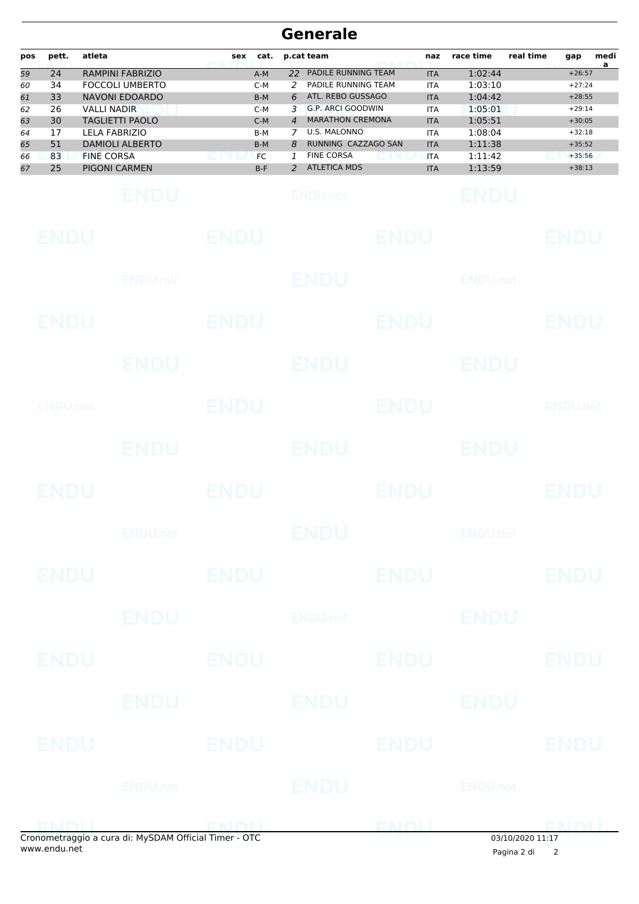# Generale

| pos | pett. | atleta | sex | cat. | p.cat | team | naz | race time | real time | gap | media |
|---|---|---|---|---|---|---|---|---|---|---|---|
| 59 | 24 | RAMPINI FABRIZIO | | A-M | 22 | PADILE RUNNING TEAM | ITA | 1:02:44 | | +26:57 | |
| 60 | 34 | FOCCOLI UMBERTO | | C-M | 2 | PADILE RUNNING TEAM | ITA | 1:03:10 | | +27:24 | |
| 61 | 33 | NAVONI EDOARDO | | B-M | 6 | ATL. REBO GUSSAGO | ITA | 1:04:42 | | +28:55 | |
| 62 | 26 | VALLI NADIR | | C-M | 3 | G.P. ARCI GOODWIN | ITA | 1:05:01 | | +29:14 | |
| 63 | 30 | TAGLIETTI PAOLO | | C-M | 4 | MARATHON CREMONA | ITA | 1:05:51 | | +30:05 | |
| 64 | 17 | LELA FABRIZIO | | B-M | 7 | U.S. MALONNO | ITA | 1:08:04 | | +32:18 | |
| 65 | 51 | DAMIOLI ALBERTO | | B-M | 8 | RUNNING CAZZAGO SAN | ITA | 1:11:38 | | +35:52 | |
| 66 | 83 | FINE CORSA | | FC | 1 | FINE CORSA | ITA | 1:11:42 | | +35:56 | |
| 67 | 25 | PIGONI CARMEN | | B-F | 2 | ATLETICA MDS | ITA | 1:13:59 | | +38:13 | |

Cronometraggio a cura di: MySDAM Official Timer - OTC
www.endu.net

03/10/2020 11:17